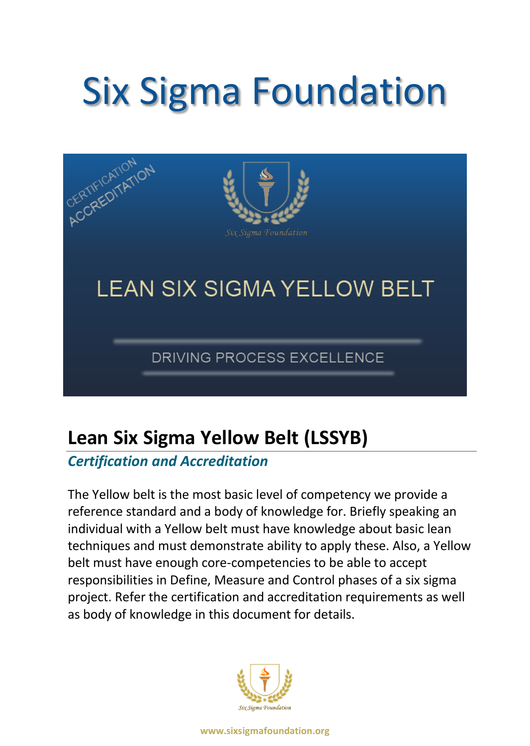# Six Sigma Foundation

CERTIFICATION
ACCREDITATION

Six Sigma Foundation

LEAN SIX SIGMA YELLOW BELT

DRIVING PROCESS EXCELLENCE

## Lean Six Sigma Yellow Belt (LSSYB)

***Certification and Accreditation***

The Yellow belt is the most basic level of competency we provide a reference standard and a body of knowledge for. Briefly speaking an individual with a Yellow belt must have knowledge about basic lean techniques and must demonstrate ability to apply these. Also, a Yellow belt must have enough core-competencies to be able to accept responsibilities in Define, Measure and Control phases of a six sigma project. Refer the certification and accreditation requirements as well as body of knowledge in this document for details.

Six Sigma Foundation

www.sixsigmafoundation.org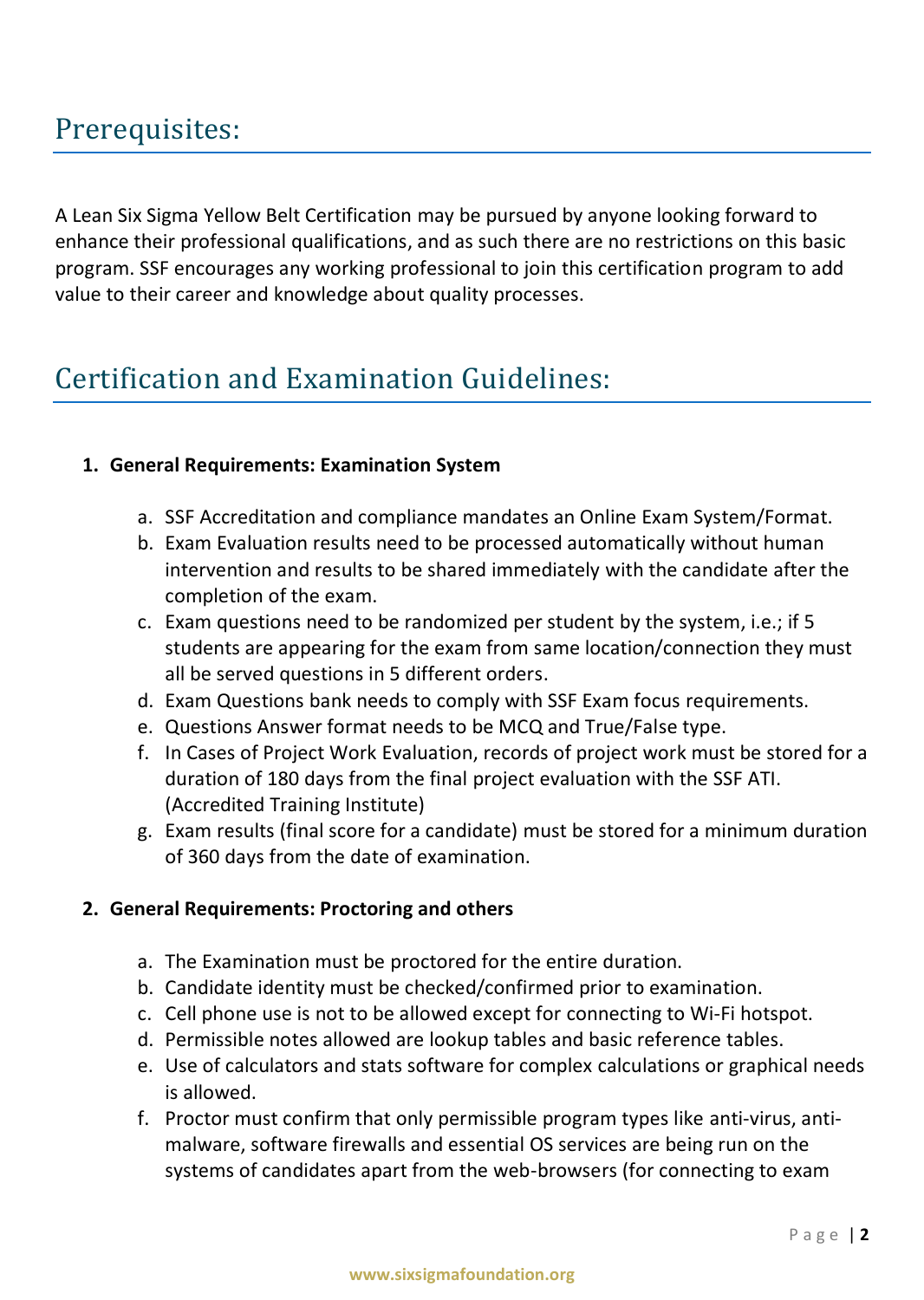## Prerequisites:

A Lean Six Sigma Yellow Belt Certification may be pursued by anyone looking forward to enhance their professional qualifications, and as such there are no restrictions on this basic program. SSF encourages any working professional to join this certification program to add value to their career and knowledge about quality processes.

## Certification and Examination Guidelines:

1. **General Requirements: Examination System**

    a. SSF Accreditation and compliance mandates an Online Exam System/Format.
    b. Exam Evaluation results need to be processed automatically without human intervention and results to be shared immediately with the candidate after the completion of the exam.
    c. Exam questions need to be randomized per student by the system, i.e.; if 5 students are appearing for the exam from same location/connection they must all be served questions in 5 different orders.
    d. Exam Questions bank needs to comply with SSF Exam focus requirements.
    e. Questions Answer format needs to be MCQ and True/False type.
    f. In Cases of Project Work Evaluation, records of project work must be stored for a duration of 180 days from the final project evaluation with the SSF ATI. (Accredited Training Institute)
    g. Exam results (final score for a candidate) must be stored for a minimum duration of 360 days from the date of examination.

2. **General Requirements: Proctoring and others**

    a. The Examination must be proctored for the entire duration.
    b. Candidate identity must be checked/confirmed prior to examination.
    c. Cell phone use is not to be allowed except for connecting to Wi-Fi hotspot.
    d. Permissible notes allowed are lookup tables and basic reference tables.
    e. Use of calculators and stats software for complex calculations or graphical needs is allowed.
    f. Proctor must confirm that only permissible program types like anti-virus, anti-malware, software firewalls and essential OS services are being run on the systems of candidates apart from the web-browsers (for connecting to exam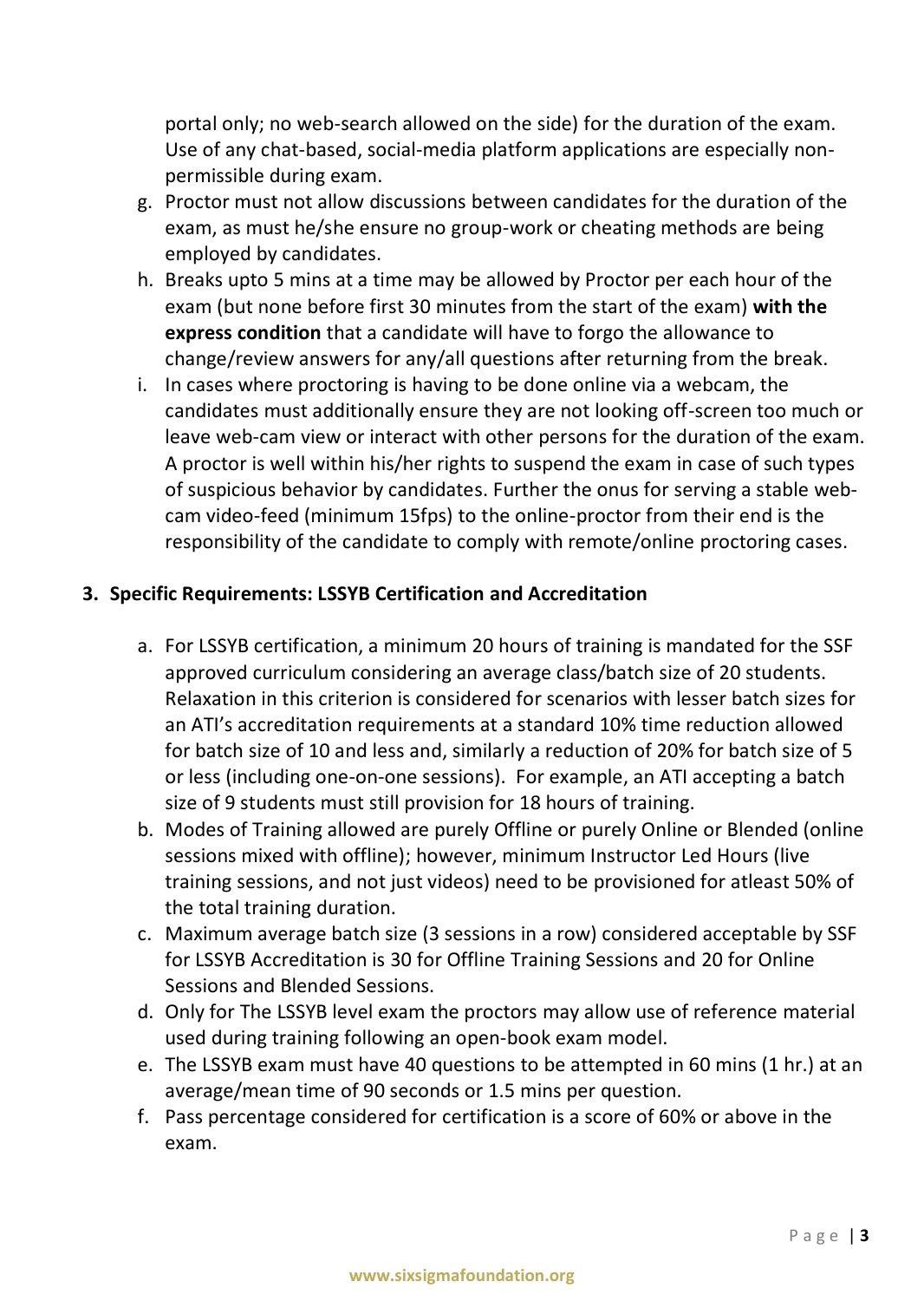portal only; no web-search allowed on the side) for the duration of the exam. Use of any chat-based, social-media platform applications are especially non-permissible during exam.

g. Proctor must not allow discussions between candidates for the duration of the exam, as must he/she ensure no group-work or cheating methods are being employed by candidates.
h. Breaks upto 5 mins at a time may be allowed by Proctor per each hour of the exam (but none before first 30 minutes from the start of the exam) **with the express condition** that a candidate will have to forgo the allowance to change/review answers for any/all questions after returning from the break.
i. In cases where proctoring is having to be done online via a webcam, the candidates must additionally ensure they are not looking off-screen too much or leave web-cam view or interact with other persons for the duration of the exam. A proctor is well within his/her rights to suspend the exam in case of such types of suspicious behavior by candidates. Further the onus for serving a stable web-cam video-feed (minimum 15fps) to the online-proctor from their end is the responsibility of the candidate to comply with remote/online proctoring cases.

## 3. Specific Requirements: LSSYB Certification and Accreditation

a. For LSSYB certification, a minimum 20 hours of training is mandated for the SSF approved curriculum considering an average class/batch size of 20 students. Relaxation in this criterion is considered for scenarios with lesser batch sizes for an ATI's accreditation requirements at a standard 10% time reduction allowed for batch size of 10 and less and, similarly a reduction of 20% for batch size of 5 or less (including one-on-one sessions). For example, an ATI accepting a batch size of 9 students must still provision for 18 hours of training.
b. Modes of Training allowed are purely Offline or purely Online or Blended (online sessions mixed with offline); however, minimum Instructor Led Hours (live training sessions, and not just videos) need to be provisioned for atleast 50% of the total training duration.
c. Maximum average batch size (3 sessions in a row) considered acceptable by SSF for LSSYB Accreditation is 30 for Offline Training Sessions and 20 for Online Sessions and Blended Sessions.
d. Only for The LSSYB level exam the proctors may allow use of reference material used during training following an open-book exam model.
e. The LSSYB exam must have 40 questions to be attempted in 60 mins (1 hr.) at an average/mean time of 90 seconds or 1.5 mins per question.
f. Pass percentage considered for certification is a score of 60% or above in the exam.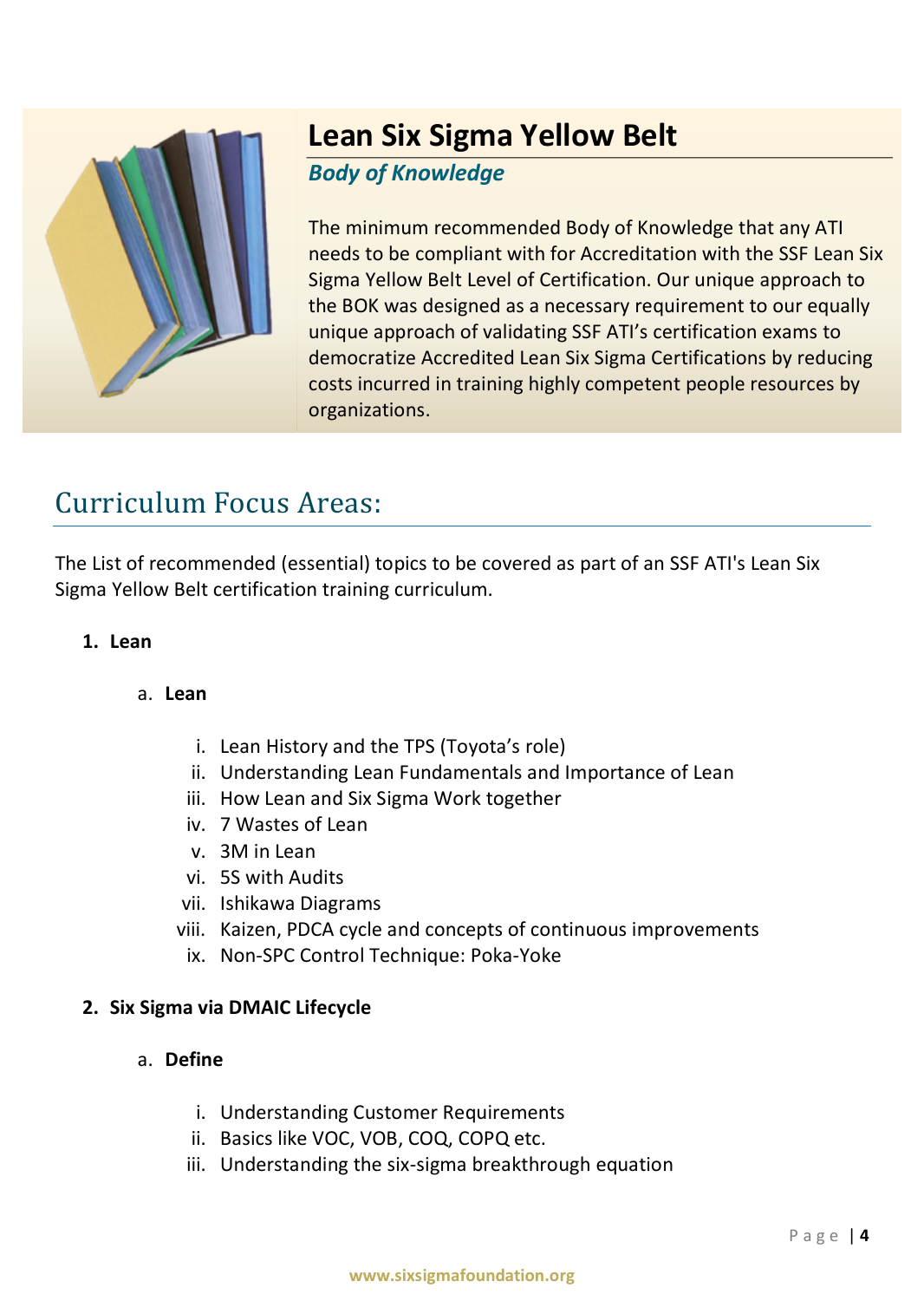# Lean Six Sigma Yellow Belt

***Body of Knowledge***

The minimum recommended Body of Knowledge that any ATI needs to be compliant with for Accreditation with the SSF Lean Six Sigma Yellow Belt Level of Certification. Our unique approach to the BOK was designed as a necessary requirement to our equally unique approach of validating SSF ATI's certification exams to democratize Accredited Lean Six Sigma Certifications by reducing costs incurred in training highly competent people resources by organizations.

## Curriculum Focus Areas:

The List of recommended (essential) topics to be covered as part of an SSF ATI's Lean Six Sigma Yellow Belt certification training curriculum.

1. **Lean**

   a. **Lean**

      i. Lean History and the TPS (Toyota's role)
      ii. Understanding Lean Fundamentals and Importance of Lean
      iii. How Lean and Six Sigma Work together
      iv. 7 Wastes of Lean
      v. 3M in Lean
      vi. 5S with Audits
      vii. Ishikawa Diagrams
      viii. Kaizen, PDCA cycle and concepts of continuous improvements
      ix. Non-SPC Control Technique: Poka-Yoke

2. **Six Sigma via DMAIC Lifecycle**

   a. **Define**

      i. Understanding Customer Requirements
      ii. Basics like VOC, VOB, COQ, COPQ etc.
      iii. Understanding the six-sigma breakthrough equation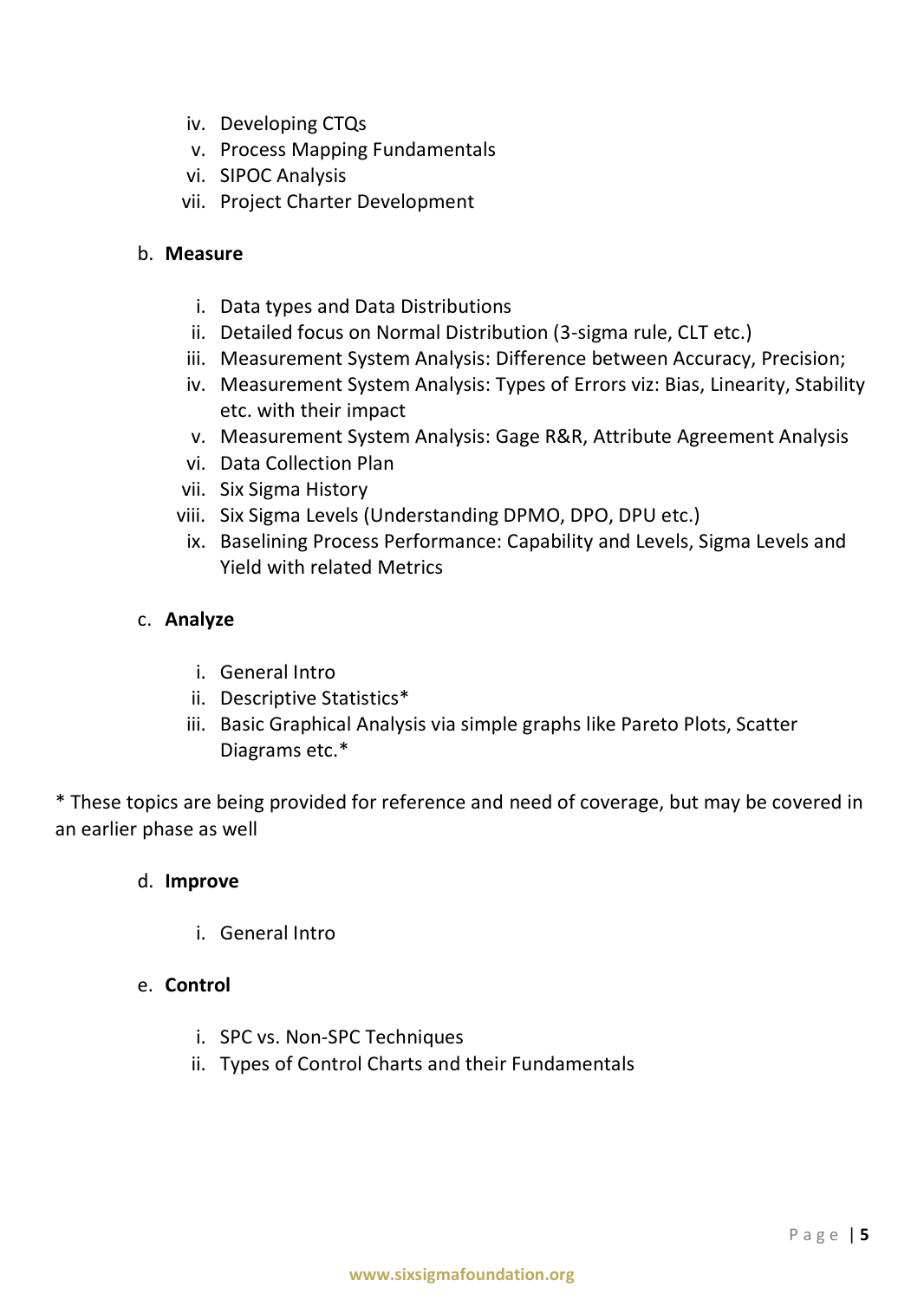iv. Developing CTQs
v. Process Mapping Fundamentals
vi. SIPOC Analysis
vii. Project Charter Development

b. **Measure**

i. Data types and Data Distributions
ii. Detailed focus on Normal Distribution (3-sigma rule, CLT etc.)
iii. Measurement System Analysis: Difference between Accuracy, Precision;
iv. Measurement System Analysis: Types of Errors viz: Bias, Linearity, Stability etc. with their impact
v. Measurement System Analysis: Gage R&R, Attribute Agreement Analysis
vi. Data Collection Plan
vii. Six Sigma History
viii. Six Sigma Levels (Understanding DPMO, DPO, DPU etc.)
ix. Baselining Process Performance: Capability and Levels, Sigma Levels and Yield with related Metrics

c. **Analyze**

i. General Intro
ii. Descriptive Statistics*
iii. Basic Graphical Analysis via simple graphs like Pareto Plots, Scatter Diagrams etc.*

* These topics are being provided for reference and need of coverage, but may be covered in an earlier phase as well

d. **Improve**

i. General Intro

e. **Control**

i. SPC vs. Non-SPC Techniques
ii. Types of Control Charts and their Fundamentals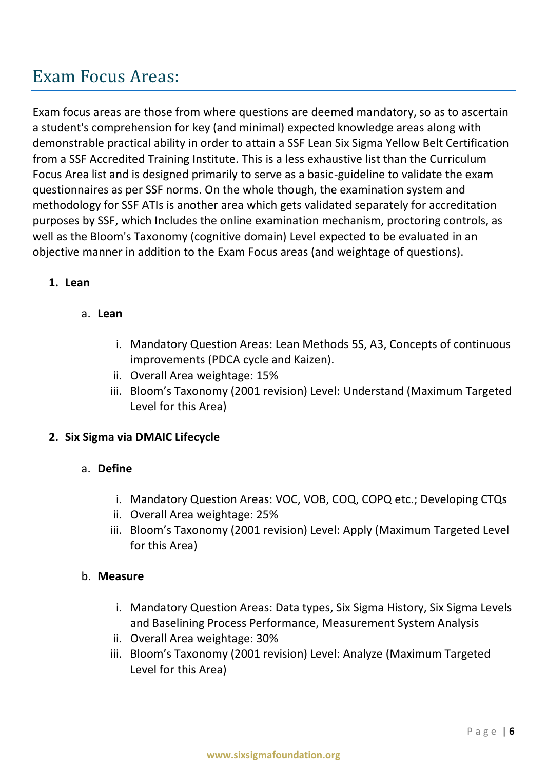## Exam Focus Areas:

Exam focus areas are those from where questions are deemed mandatory, so as to ascertain a student's comprehension for key (and minimal) expected knowledge areas along with demonstrable practical ability in order to attain a SSF Lean Six Sigma Yellow Belt Certification from a SSF Accredited Training Institute. This is a less exhaustive list than the Curriculum Focus Area list and is designed primarily to serve as a basic-guideline to validate the exam questionnaires as per SSF norms. On the whole though, the examination system and methodology for SSF ATIs is another area which gets validated separately for accreditation purposes by SSF, which Includes the online examination mechanism, proctoring controls, as well as the Bloom's Taxonomy (cognitive domain) Level expected to be evaluated in an objective manner in addition to the Exam Focus areas (and weightage of questions).

1. **Lean**

   a. **Lean**

      i. Mandatory Question Areas: Lean Methods 5S, A3, Concepts of continuous improvements (PDCA cycle and Kaizen).

      ii. Overall Area weightage: 15%

      iii. Bloom's Taxonomy (2001 revision) Level: Understand (Maximum Targeted Level for this Area)

2. **Six Sigma via DMAIC Lifecycle**

   a. **Define**

      i. Mandatory Question Areas: VOC, VOB, COQ, COPQ etc.; Developing CTQs

      ii. Overall Area weightage: 25%

      iii. Bloom's Taxonomy (2001 revision) Level: Apply (Maximum Targeted Level for this Area)

   b. **Measure**

      i. Mandatory Question Areas: Data types, Six Sigma History, Six Sigma Levels and Baselining Process Performance, Measurement System Analysis

      ii. Overall Area weightage: 30%

      iii. Bloom's Taxonomy (2001 revision) Level: Analyze (Maximum Targeted Level for this Area)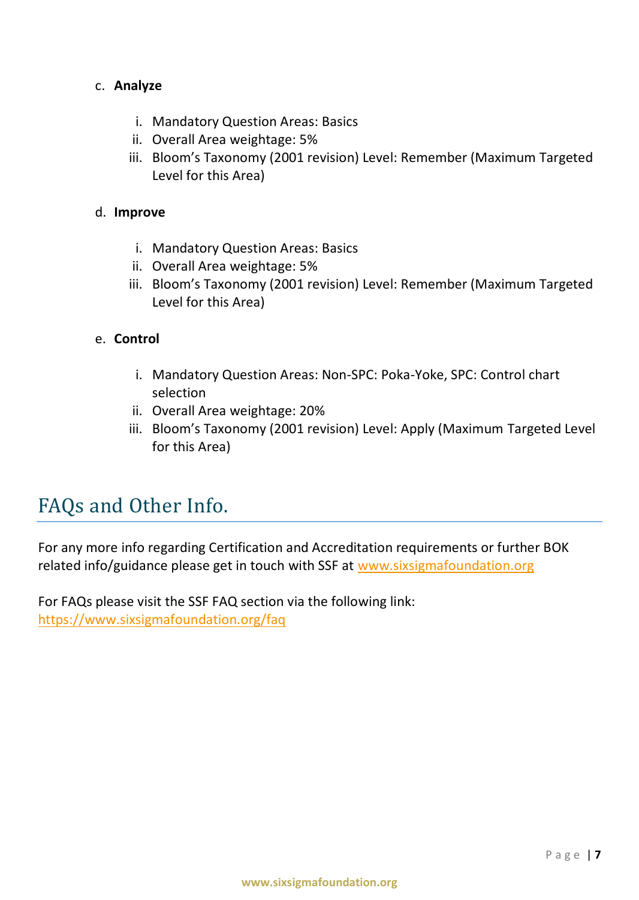c. **Analyze**

   i. Mandatory Question Areas: Basics
   ii. Overall Area weightage: 5%
   iii. Bloom's Taxonomy (2001 revision) Level: Remember (Maximum Targeted Level for this Area)

d. **Improve**

   i. Mandatory Question Areas: Basics
   ii. Overall Area weightage: 5%
   iii. Bloom's Taxonomy (2001 revision) Level: Remember (Maximum Targeted Level for this Area)

e. **Control**

   i. Mandatory Question Areas: Non-SPC: Poka-Yoke, SPC: Control chart selection
   ii. Overall Area weightage: 20%
   iii. Bloom's Taxonomy (2001 revision) Level: Apply (Maximum Targeted Level for this Area)

## FAQs and Other Info.

For any more info regarding Certification and Accreditation requirements or further BOK related info/guidance please get in touch with SSF at [www.sixsigmafoundation.org](http://www.sixsigmafoundation.org)

For FAQs please visit the SSF FAQ section via the following link:
[https://www.sixsigmafoundation.org/faq](https://www.sixsigmafoundation.org/faq)